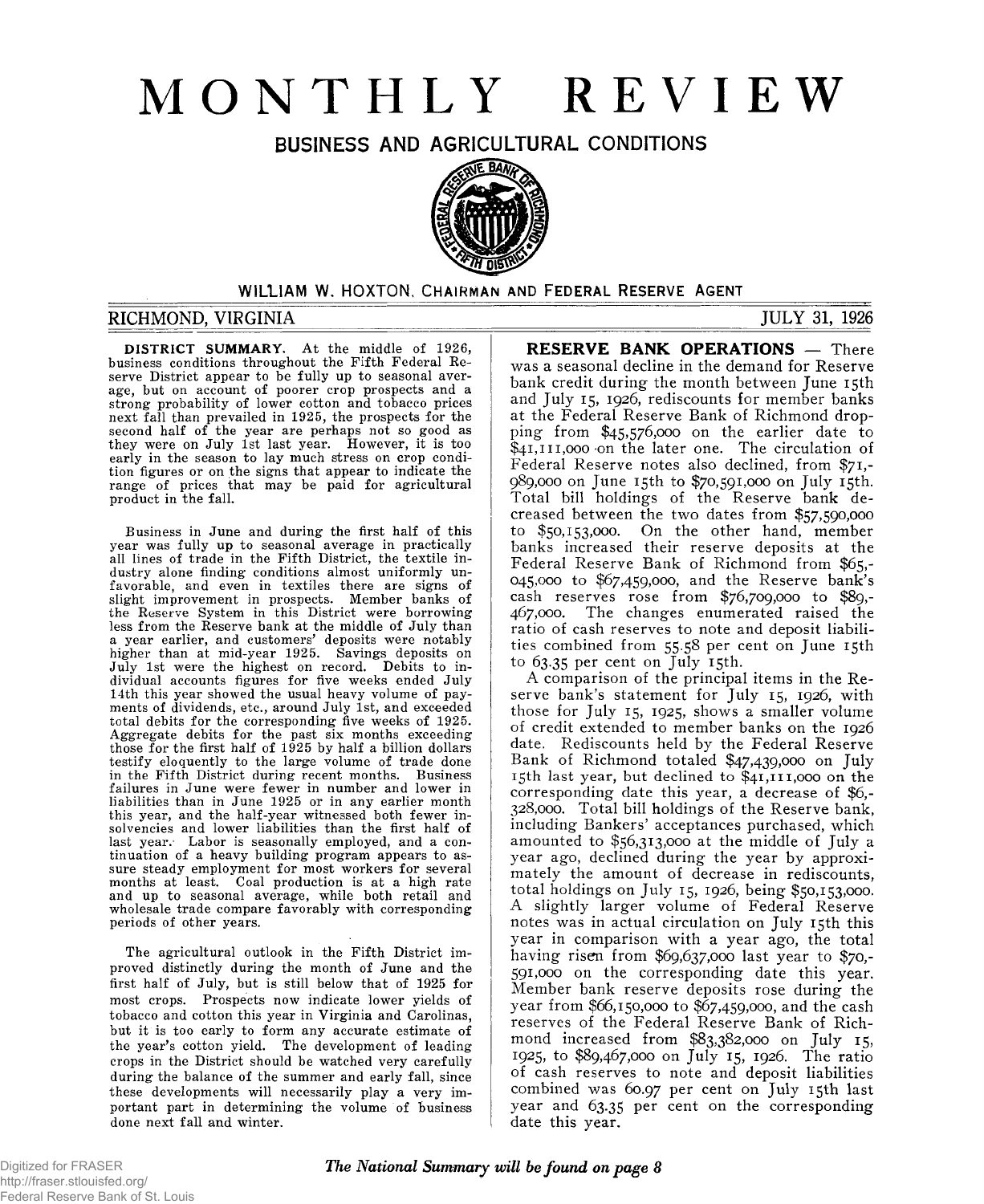# MONTHLY REVIEW

## BUSINESS AND AGRICULTURAL CONDITIONS

WILLIAM W. HOXTON, CHAIRMAN AND FEDERAL RESERVE AGENT

RICHMOND, VIRGINIA — JULY 31, 1926

**DISTRICT SUMMARY.** At the middle of 1926, business conditions throughout the Fifth Federal Reserve District appear to be fully up to seasonal average, but on account of poorer crop prospects and a strong probability of lower cotton and tobacco prices next fall than prevailed in 1925, the prospects for the second half of the year are perhaps not so good as they were on July 1st last year. However, it is too early in the season to lay much stress on crop condition figures or on the signs that appear to indicate the range of prices that may be paid for agricultural product in the fall.

Business in June and during the first half of this year was fully up to seasonal average in practically all lines of trade in the Fifth District, the textile industry alone finding conditions almost uniformly unfavorable, and even in textiles there are signs of slight improvement in prospects. Member banks of the Reserve System in this District were borrowing less from the Reserve bank at the middle of July than a year earlier, and customers' deposits were notably higher than at mid-year 1925. Savings deposits on July 1st were the highest on record. Debits to individual accounts figures for five weeks ended July 14th this year showed the usual heavy volume of payments of dividends, etc., around July 1st, and exceeded total debits for the corresponding five weeks of 1925. Aggregate debits for the past six months exceeding those for the first half of 1925 by half a billion dollars testify eloquently to the large volume of trade done in the Fifth District during recent months. Business failures in June were fewer in number and lower in liabilities than in June 1925 or in any earlier month this year, and the half-year witnessed both fewer insolvencies and lower liabilities than the first half of last year. Labor is seasonally employed, and a continuation of a heavy building program appears to assure steady employment for most workers for several months at least. Coal production is at a high rate and up to seasonal average, while both retail and wholesale trade compare favorably with corresponding periods of other years.

The agricultural outlook in the Fifth District improved distinctly during the month of June and the first half of July, but is still below that of 1925 for most crops. Prospects now indicate lower yields of tobacco and cotton this year in Virginia and Carolinas, but it is too early to form any accurate estimate of the year's cotton yield. The development of leading crops in the District should be watched very carefully during the balance of the summer and early fall, since these developments will necessarily play a very important part in determining the volume of business done next fall and winter.

**RESERVE BANK OPERATIONS** — There was a seasonal decline in the demand for Reserve bank credit during the month between June 15th and July 15, 1926, rediscounts for member banks at the Federal Reserve Bank of Richmond dropping from $45,576,000 on the earlier date to $41,111,000 on the later one. The circulation of Federal Reserve notes also declined, from $71,989,000 on June 15th to $70,591,000 on July 15th. Total bill holdings of the Reserve bank decreased between the two dates from $57,590,000 to $50,153,000. On the other hand, member banks increased their reserve deposits at the Federal Reserve Bank of Richmond from $65,045,000 to $67,459,000, and the Reserve bank's cash reserves rose from $76,709,000 to $89,467,000. The changes enumerated raised the ratio of cash reserves to note and deposit liabilities combined from 55.58 per cent on June 15th to 63.35 per cent on July 15th.

A comparison of the principal items in the Reserve bank's statement for July 15, 1926, with those for July 15, 1925, shows a smaller volume of credit extended to member banks on the 1926 date. Rediscounts held by the Federal Reserve Bank of Richmond totaled $47,439,000 on July 15th last year, but declined to $41,111,000 on the corresponding date this year, a decrease of $6,328,000. Total bill holdings of the Reserve bank, including Bankers' acceptances purchased, which amounted to $56,313,000 at the middle of July a year ago, declined during the year by approximately the amount of decrease in rediscounts, total holdings on July 15, 1926, being $50,153,000. A slightly larger volume of Federal Reserve notes was in actual circulation on July 15th this year in comparison with a year ago, the total having risen from $69,637,000 last year to $70,591,000 on the corresponding date this year. Member bank reserve deposits rose during the year from $66,150,000 to $67,459,000, and the cash reserves of the Federal Reserve Bank of Richmond increased from $83,382,000 on July 15, 1925, to $89,467,000 on July 15, 1926. The ratio of cash reserves to note and deposit liabilities combined was 60.97 per cent on July 15th last year and 63.35 per cent on the corresponding date this year.

*The National Summary will be found on page 8*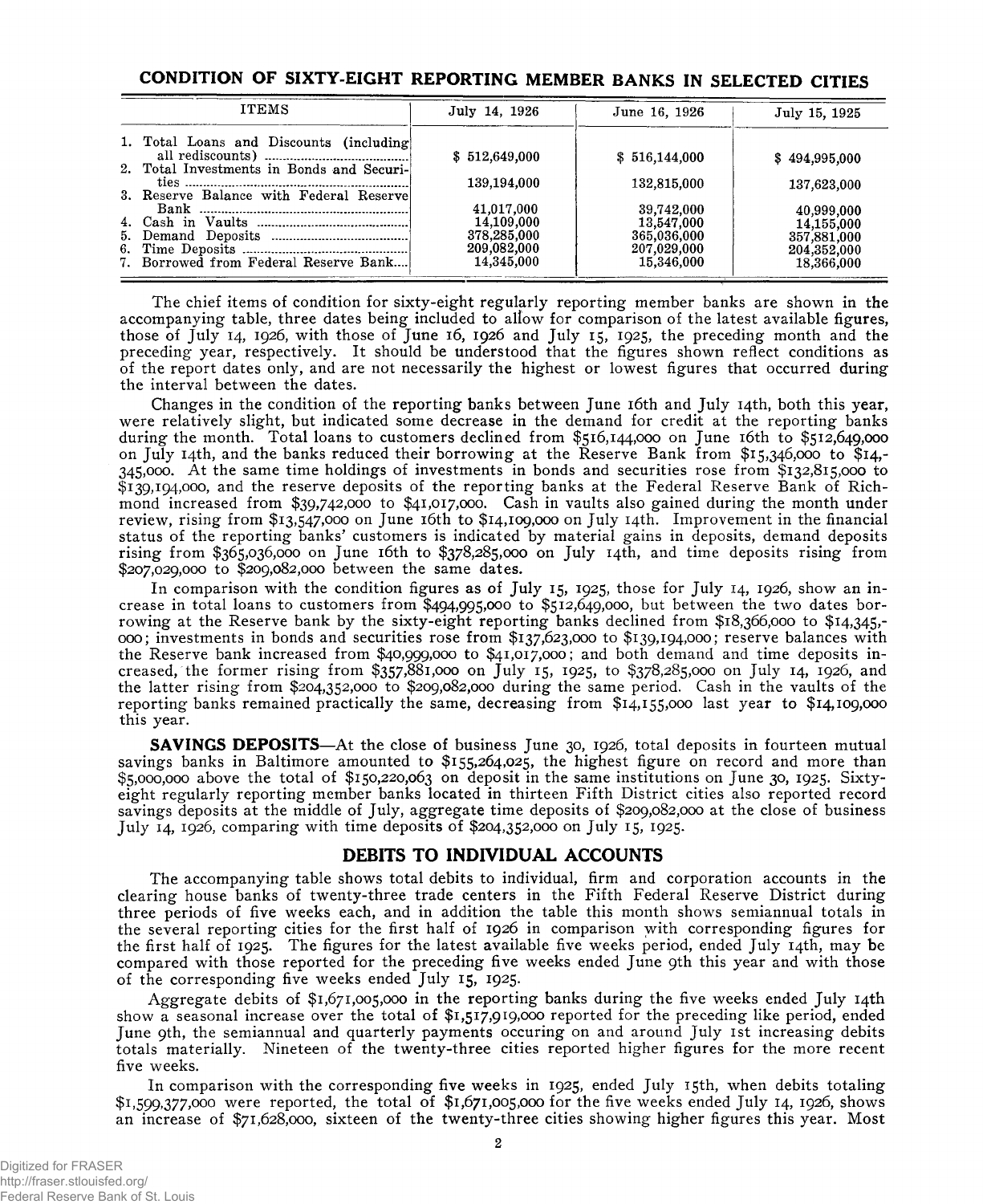## CONDITION OF SIXTY-EIGHT REPORTING MEMBER BANKS IN SELECTED CITIES

| ITEMS | July 14, 1926 | June 16, 1926 | July 15, 1925 |
|---|---|---|---|
| 1. Total Loans and Discounts (including all rediscounts) | $ 512,649,000 | $ 516,144,000 | $ 494,995,000 |
| 2. Total Investments in Bonds and Securities | 139,194,000 | 132,815,000 | 137,623,000 |
| 3. Reserve Balance with Federal Reserve Bank | 41,017,000 | 39,742,000 | 40,999,000 |
| 4. Cash in Vaults | 14,109,000 | 13,547,000 | 14,155,000 |
| 5. Demand Deposits | 378,285,000 | 365,036,000 | 357,881,000 |
| 6. Time Deposits | 209,082,000 | 207,029,000 | 204,352,000 |
| 7. Borrowed from Federal Reserve Bank | 14,345,000 | 15,346,000 | 18,366,000 |

The chief items of condition for sixty-eight regularly reporting member banks are shown in the accompanying table, three dates being included to allow for comparison of the latest available figures, those of July 14, 1926, with those of June 16, 1926 and July 15, 1925, the preceding month and the preceding year, respectively. It should be understood that the figures shown reflect conditions as of the report dates only, and are not necessarily the highest or lowest figures that occurred during the interval between the dates.

Changes in the condition of the reporting banks between June 16th and July 14th, both this year, were relatively slight, but indicated some decrease in the demand for credit at the reporting banks during the month. Total loans to customers declined from $516,144,000 on June 16th to $512,649,000 on July 14th, and the banks reduced their borrowing at the Reserve Bank from $15,346,000 to $14,345,000. At the same time holdings of investments in bonds and securities rose from $132,815,000 to $139,194,000, and the reserve deposits of the reporting banks at the Federal Reserve Bank of Richmond increased from $39,742,000 to $41,017,000. Cash in vaults also gained during the month under review, rising from $13,547,000 on June 16th to $14,109,000 on July 14th. Improvement in the financial status of the reporting banks' customers is indicated by material gains in deposits, demand deposits rising from $365,036,000 on June 16th to $378,285,000 on July 14th, and time deposits rising from $207,029,000 to $209,082,000 between the same dates.

In comparison with the condition figures as of July 15, 1925, those for July 14, 1926, show an increase in total loans to customers from $494,995,000 to $512,649,000, but between the two dates borrowing at the Reserve bank by the sixty-eight reporting banks declined from $18,366,000 to $14,345,000; investments in bonds and securities rose from $137,623,000 to $139,194,000; reserve balances with the Reserve bank increased from $40,999,000 to $41,017,000; and both demand and time deposits increased, the former rising from $357,881,000 on July 15, 1925, to $378,285,000 on July 14, 1926, and the latter rising from $204,352,000 to $209,082,000 during the same period. Cash in the vaults of the reporting banks remained practically the same, decreasing from $14,155,000 last year to $14,109,000 this year.

**SAVINGS DEPOSITS**—At the close of business June 30, 1926, total deposits in fourteen mutual savings banks in Baltimore amounted to $155,264,025, the highest figure on record and more than $5,000,000 above the total of $150,220,063 on deposit in the same institutions on June 30, 1925. Sixty-eight regularly reporting member banks located in thirteen Fifth District cities also reported record savings deposits at the middle of July, aggregate time deposits of $209,082,000 at the close of business July 14, 1926, comparing with time deposits of $204,352,000 on July 15, 1925.

## DEBITS TO INDIVIDUAL ACCOUNTS

The accompanying table shows total debits to individual, firm and corporation accounts in the clearing house banks of twenty-three trade centers in the Fifth Federal Reserve District during three periods of five weeks each, and in addition the table this month shows semiannual totals in the several reporting cities for the first half of 1926 in comparison with corresponding figures for the first half of 1925. The figures for the latest available five weeks period, ended July 14th, may be compared with those reported for the preceding five weeks ended June 9th this year and with those of the corresponding five weeks ended July 15, 1925.

Aggregate debits of $1,671,005,000 in the reporting banks during the five weeks ended July 14th show a seasonal increase over the total of $1,517,919,000 reported for the preceding like period, ended June 9th, the semiannual and quarterly payments occuring on and around July 1st increasing debits totals materially. Nineteen of the twenty-three cities reported higher figures for the more recent five weeks.

In comparison with the corresponding five weeks in 1925, ended July 15th, when debits totaling $1,599,377,000 were reported, the total of $1,671,005,000 for the five weeks ended July 14, 1926, shows an increase of $71,628,000, sixteen of the twenty-three cities showing higher figures this year. Most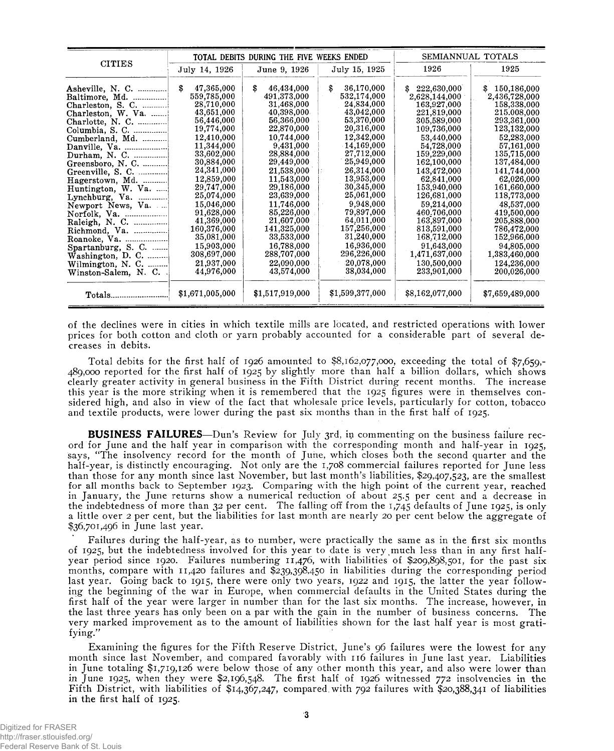| CITIES | TOTAL DEBITS DURING THE FIVE WEEKS ENDED | | | SEMIANNUAL TOTALS | |
|---|---|---|---|---|---|
| | July 14, 1926 | June 9, 1926 | July 15, 1925 | 1926 | 1925 |
| Asheville, N. C. | $ 47,365,000 | $ 46,434,000 | $ 36,170,000 | $ 222,630,000 | $ 150,186,000 |
| Baltimore, Md. | 559,785,000 | 491,373,000 | 532,174,000 | 2,628,144,000 | 2,436,728,000 |
| Charleston, S. C. | 28,710,000 | 31,468,000 | 24,834,000 | 163,927,000 | 158,338,000 |
| Charleston, W. Va. | 43,651,000 | 40,398,000 | 43,042,000 | 221,819,000 | 215,008,000 |
| Charlotte, N. C. | 56,446,000 | 56,366,000 | 53,370,000 | 305,589,000 | 293,361,000 |
| Columbia, S. C. | 19,774,000 | 22,870,000 | 20,316,000 | 109,736,000 | 123,132,000 |
| Cumberland, Md. | 12,410,000 | 10,744,000 | 12,342,000 | 53,440,000 | 52,283,000 |
| Danville, Va. | 11,344,000 | 9,431,000 | 14,169,000 | 54,728,000 | 57,161,000 |
| Durham, N. C. | 33,602,000 | 28,884,000 | 27,712,000 | 159,229,000 | 135,715,000 |
| Greensboro, N. C. | 30,884,000 | 29,449,000 | 25,949,000 | 162,100,000 | 137,484,000 |
| Greenville, S. C. | 24,341,000 | 21,538,000 | 26,314,000 | 143,472,000 | 141,744,000 |
| Hagerstown, Md. | 12,859,000 | 11,543,000 | 13,953,000 | 62,841,000 | 62,026,000 |
| Huntington, W. Va. | 29,747,000 | 29,186,000 | 30,345,000 | 153,940,000 | 161,660,000 |
| Lynchburg, Va. | 25,074,000 | 23,639,000 | 25,061,000 | 126,681,000 | 118,773,000 |
| Newport News, Va. | 15,046,000 | 11,746,000 | 9,948,000 | 59,214,000 | 48,537,000 |
| Norfolk, Va. | 91,628,000 | 85,226,000 | 79,897,000 | 460,706,000 | 419,500,000 |
| Raleigh, N. C. | 41,369,000 | 21,607,000 | 64,011,000 | 163,897,000 | 205,888,000 |
| Richmond, Va. | 160,376,000 | 141,325,000 | 157,256,000 | 813,591,000 | 786,472,000 |
| Roanoke, Va. | 35,081,000 | 33,533,000 | 31,240,000 | 168,712,000 | 152,966,000 |
| Spartanburg, S. C. | 15,903,000 | 16,788,000 | 16,936,000 | 91,643,000 | 94,805,000 |
| Washington, D. C. | 308,697,000 | 288,707,000 | 296,226,000 | 1,471,637,000 | 1,383,460,000 |
| Wilmington, N. C. | 21,937,000 | 22,090,000 | 20,078,000 | 130,500,000 | 124,236,000 |
| Winston-Salem, N. C. | 44,976,000 | 43,574,000 | 38,034,000 | 233,901,000 | 200,026,000 |
| Totals | $1,671,005,000 | $1,517,919,000 | $1,599,377,000 | $8,162,077,000 | $7,659,489,000 |

of the declines were in cities in which textile mills are located, and restricted operations with lower prices for both cotton and cloth or yarn probably accounted for a considerable part of several decreases in debits.

Total debits for the first half of 1926 amounted to $8,162,077,000, exceeding the total of $7,659,489,000 reported for the first half of 1925 by slightly more than half a billion dollars, which shows clearly greater activity in general business in the Fifth District during recent months. The increase this year is the more striking when it is remembered that the 1925 figures were in themselves considered high, and also in view of the fact that wholesale price levels, particularly for cotton, tobacco and textile products, were lower during the past six months than in the first half of 1925.

**BUSINESS FAILURES**—Dun's Review for July 3rd, in commenting on the business failure record for June and the half year in comparison with the corresponding month and half-year in 1925, says, "The insolvency record for the month of June, which closes both the second quarter and the half-year, is distinctly encouraging. Not only are the 1,708 commercial failures reported for June less than those for any month since last November, but last month's liabilities, $29,407,523, are the smallest for all months back to September 1923. Comparing with the high point of the current year, reached in January, the June returns show a numerical reduction of about 25.5 per cent and a decrease in the indebtedness of more than 32 per cent. The falling off from the 1,745 defaults of June 1925, is only a little over 2 per cent, but the liabilities for last month are nearly 20 per cent below the aggregate of $36,701,496 in June last year.

Failures during the half-year, as to number, were practically the same as in the first six months of 1925, but the indebtedness involved for this year to date is very much less than in any first half-year period since 1920. Failures numbering 11,476, with liabilities of $209,898,501, for the past six months, compare with 11,420 failures and $239,398,450 in liabilities during the corresponding period last year. Going back to 1915, there were only two years, 1922 and 1915, the latter the year following the beginning of the war in Europe, when commercial defaults in the United States during the first half of the year were larger in number than for the last six months. The increase, however, in the last three years has only been on a par with the gain in the number of business concerns. The very marked improvement as to the amount of liabilities shown for the last half year is most gratifying."

Examining the figures for the Fifth Reserve District, June's 96 failures were the lowest for any month since last November, and compared favorably with 116 failures in June last year. Liabilities in June totaling $1,719,126 were below those of any other month this year, and also were lower than in June 1925, when they were $2,196,548. The first half of 1926 witnessed 772 insolvencies in the Fifth District, with liabilities of $14,367,247, compared with 792 failures with $20,388,341 of liabilities in the first half of 1925.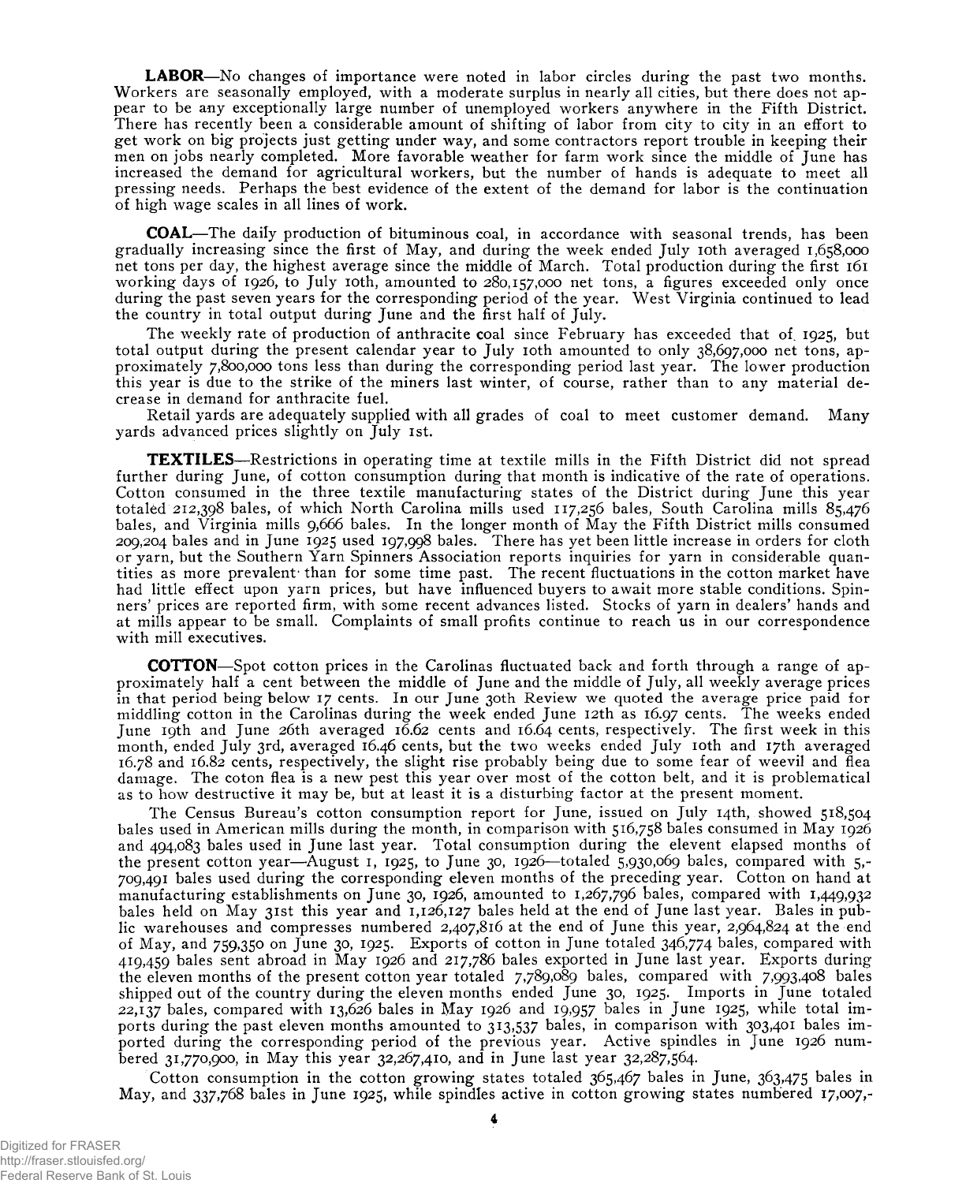**LABOR**—No changes of importance were noted in labor circles during the past two months. Workers are seasonally employed, with a moderate surplus in nearly all cities, but there does not appear to be any exceptionally large number of unemployed workers anywhere in the Fifth District. There has recently been a considerable amount of shifting of labor from city to city in an effort to get work on big projects just getting under way, and some contractors report trouble in keeping their men on jobs nearly completed. More favorable weather for farm work since the middle of June has increased the demand for agricultural workers, but the number of hands is adequate to meet all pressing needs. Perhaps the best evidence of the extent of the demand for labor is the continuation of high wage scales in all lines of work.

**COAL**—The daily production of bituminous coal, in accordance with seasonal trends, has been gradually increasing since the first of May, and during the week ended July 10th averaged 1,658,000 net tons per day, the highest average since the middle of March. Total production during the first 161 working days of 1926, to July 10th, amounted to 280,157,000 net tons, a figures exceeded only once during the past seven years for the corresponding period of the year. West Virginia continued to lead the country in total output during June and the first half of July.

The weekly rate of production of anthracite coal since February has exceeded that of 1925, but total output during the present calendar year to July 10th amounted to only 38,697,000 net tons, approximately 7,800,000 tons less than during the corresponding period last year. The lower production this year is due to the strike of the miners last winter, of course, rather than to any material decrease in demand for anthracite fuel.

Retail yards are adequately supplied with all grades of coal to meet customer demand. Many yards advanced prices slightly on July 1st.

**TEXTILES**—Restrictions in operating time at textile mills in the Fifth District did not spread further during June, of cotton consumption during that month is indicative of the rate of operations. Cotton consumed in the three textile manufacturing states of the District during June this year totaled 212,398 bales, of which North Carolina mills used 117,256 bales, South Carolina mills 85,476 bales, and Virginia mills 9,666 bales. In the longer month of May the Fifth District mills consumed 209,204 bales and in June 1925 used 197,998 bales. There has yet been little increase in orders for cloth or yarn, but the Southern Yarn Spinners Association reports inquiries for yarn in considerable quantities as more prevalent than for some time past. The recent fluctuations in the cotton market have had little effect upon yarn prices, but have influenced buyers to await more stable conditions. Spinners' prices are reported firm, with some recent advances listed. Stocks of yarn in dealers' hands and at mills appear to be small. Complaints of small profits continue to reach us in our correspondence with mill executives.

**COTTON**—Spot cotton prices in the Carolinas fluctuated back and forth through a range of approximately half a cent between the middle of June and the middle of July, all weekly average prices in that period being below 17 cents. In our June 30th Review we quoted the average price paid for middling cotton in the Carolinas during the week ended June 12th as 16.97 cents. The weeks ended June 19th and June 26th averaged 16.62 cents and 16.64 cents, respectively. The first week in this month, ended July 3rd, averaged 16.46 cents, but the two weeks ended July 10th and 17th averaged 16.78 and 16.82 cents, respectively, the slight rise probably being due to some fear of weevil and flea damage. The coton flea is a new pest this year over most of the cotton belt, and it is problematical as to how destructive it may be, but at least it is a disturbing factor at the present moment.

The Census Bureau's cotton consumption report for June, issued on July 14th, showed 518,504 bales used in American mills during the month, in comparison with 516,758 bales consumed in May 1926 and 494,083 bales used in June last year. Total consumption during the elevent elapsed months of the present cotton year—August 1, 1925, to June 30, 1926—totaled 5,930,069 bales, compared with 5,709,491 bales used during the corresponding eleven months of the preceding year. Cotton on hand at manufacturing establishments on June 30, 1926, amounted to 1,267,796 bales, compared with 1,449,932 bales held on May 31st this year and 1,126,127 bales held at the end of June last year. Bales in public warehouses and compresses numbered 2,407,816 at the end of June this year, 2,964,824 at the end of May, and 759,350 on June 30, 1925. Exports of cotton in June totaled 346,774 bales, compared with 419,459 bales sent abroad in May 1926 and 217,786 bales exported in June last year. Exports during the eleven months of the present cotton year totaled 7,789,089 bales, compared with 7,993,408 bales shipped out of the country during the eleven months ended June 30, 1925. Imports in June totaled 22,137 bales, compared with 13,626 bales in May 1926 and 19,957 bales in June 1925, while total imports during the past eleven months amounted to 313,537 bales, in comparison with 303,401 bales imported during the corresponding period of the previous year. Active spindles in June 1926 numbered 31,770,900, in May this year 32,267,410, and in June last year 32,287,564.

Cotton consumption in the cotton growing states totaled 365,467 bales in June, 363,475 bales in May, and 337,768 bales in June 1925, while spindles active in cotton growing states numbered 17,007,-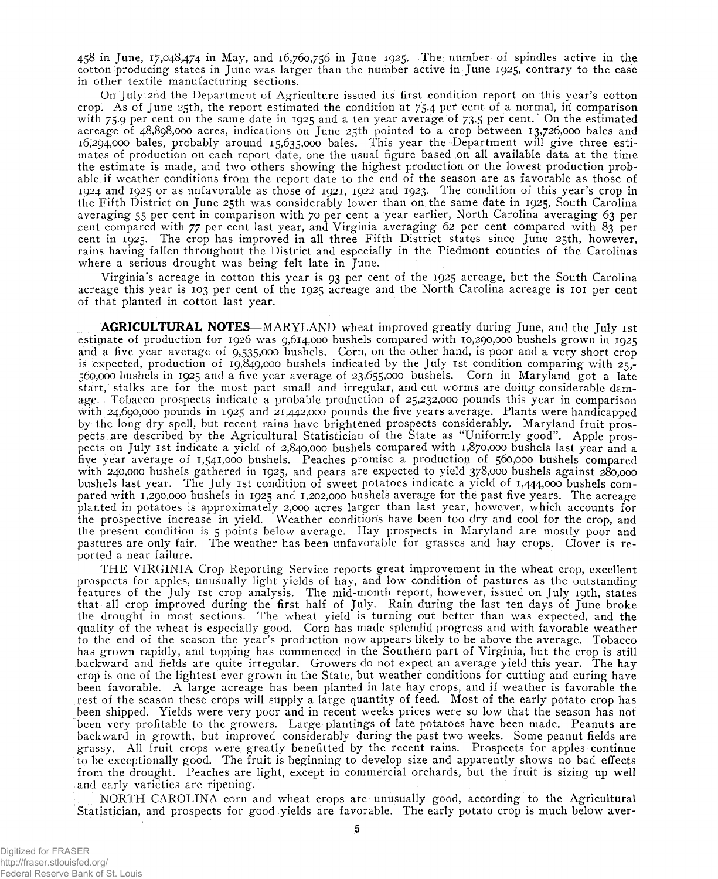458 in June, 17,048,474 in May, and 16,760,756 in June 1925. The number of spindles active in the cotton producing states in June was larger than the number active in June 1925, contrary to the case in other textile manufacturing sections.

On July 2nd the Department of Agriculture issued its first condition report on this year's cotton crop. As of June 25th, the report estimated the condition at 75.4 per cent of a normal, in comparison with 75.9 per cent on the same date in 1925 and a ten year average of 73.5 per cent. On the estimated acreage of 48,898,000 acres, indications on June 25th pointed to a crop between 13,726,000 bales and 16,294,000 bales, probably around 15,635,000 bales. This year the Department will give three estimates of production on each report date, one the usual figure based on all available data at the time the estimate is made, and two others showing the highest production or the lowest production probable if weather conditions from the report date to the end of the season are as favorable as those of 1924 and 1925 or as unfavorable as those of 1921, 1922 and 1923. The condition of this year's crop in the Fifth District on June 25th was considerably lower than on the same date in 1925, South Carolina averaging 55 per cent in comparison with 70 per cent a year earlier, North Carolina averaging 63 per cent compared with 77 per cent last year, and Virginia averaging 62 per cent compared with 83 per cent in 1925. The crop has improved in all three Fifth District states since June 25th, however, rains having fallen throughout the District and especially in the Piedmont counties of the Carolinas where a serious drought was being felt late in June.

Virginia's acreage in cotton this year is 93 per cent of the 1925 acreage, but the South Carolina acreage this year is 103 per cent of the 1925 acreage and the North Carolina acreage is 101 per cent of that planted in cotton last year.

**AGRICULTURAL NOTES**—MARYLAND wheat improved greatly during June, and the July 1st estimate of production for 1926 was 9,614,000 bushels compared with 10,290,000 bushels grown in 1925 and a five year average of 9,535,000 bushels. Corn, on the other hand, is poor and a very short crop is expected, production of 19,849,000 bushels indicated by the July 1st condition comparing with 25,-560,000 bushels in 1925 and a five year average of 23,655,000 bushels. Corn in Maryland got a late start, stalks are for the most part small and irregular, and cut worms are doing considerable damage. Tobacco prospects indicate a probable production of 25,232,000 pounds this year in comparison with 24,690,000 pounds in 1925 and 21,442,000 pounds the five years average. Plants were handicapped by the long dry spell, but recent rains have brightened prospects considerably. Maryland fruit prospects are described by the Agricultural Statistician of the State as "Uniformly good". Apple prospects on July 1st indicate a yield of 2,840,000 bushels compared with 1,870,000 bushels last year and a five year average of 1,541,000 bushels. Peaches promise a production of 560,000 bushels compared with 240,000 bushels gathered in 1925, and pears are expected to yield 378,000 bushels against 280,000 bushels last year. The July 1st condition of sweet potatoes indicate a yield of 1,444,000 bushels compared with 1,290,000 bushels in 1925 and 1,202,000 bushels average for the past five years. The acreage planted in potatoes is approximately 2,000 acres larger than last year, however, which accounts for the prospective increase in yield. Weather conditions have been too dry and cool for the crop, and the present condition is 5 points below average. Hay prospects in Maryland are mostly poor and pastures are only fair. The weather has been unfavorable for grasses and hay crops. Clover is reported a near failure.

THE VIRGINIA Crop Reporting Service reports great improvement in the wheat crop, excellent prospects for apples, unusually light yields of hay, and low condition of pastures as the outstanding features of the July 1st crop analysis. The mid-month report, however, issued on July 19th, states that all crop improved during the first half of July. Rain during the last ten days of June broke the drought in most sections. The wheat yield is turning out better than was expected, and the quality of the wheat is especially good. Corn has made splendid progress and with favorable weather to the end of the season the year's production now appears likely to be above the average. Tobacco has grown rapidly, and topping has commenced in the Southern part of Virginia, but the crop is still backward and fields are quite irregular. Growers do not expect an average yield this year. The hay crop is one of the lightest ever grown in the State, but weather conditions for cutting and curing have been favorable. A large acreage has been planted in late hay crops, and if weather is favorable the rest of the season these crops will supply a large quantity of feed. Most of the early potato crop has been shipped. Yields were very poor and in recent weeks prices were so low that the season has not been very profitable to the growers. Large plantings of late potatoes have been made. Peanuts are backward in growth, but improved considerably during the past two weeks. Some peanut fields are grassy. All fruit crops were greatly benefitted by the recent rains. Prospects for apples continue to be exceptionally good. The fruit is beginning to develop size and apparently shows no bad effects from the drought. Peaches are light, except in commercial orchards, but the fruit is sizing up well and early varieties are ripening.

NORTH CAROLINA corn and wheat crops are unusually good, according to the Agricultural Statistician, and prospects for good yields are favorable. The early potato crop is much below aver-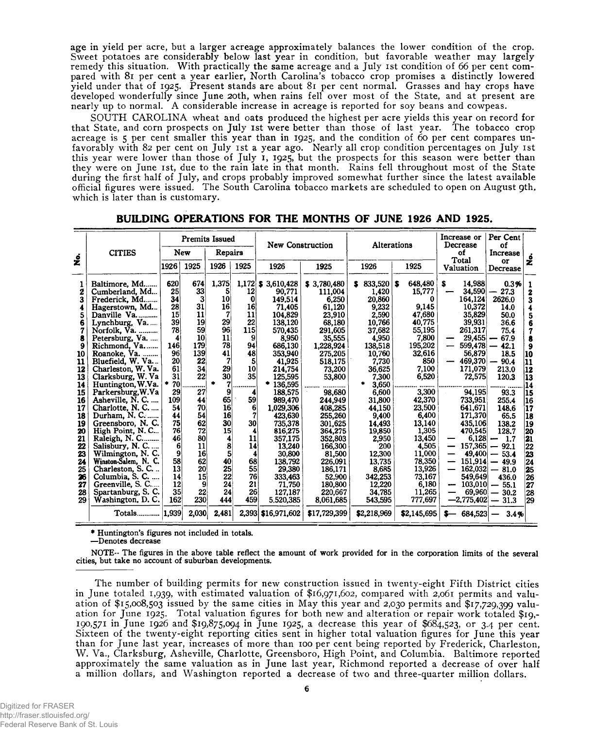age in yield per acre, but a larger acreage approximately balances the lower condition of the crop. Sweet potatoes are considerably below last year in condition, but favorable weather may largely remedy this situation. With practically the same acreage and a July 1st condition of 66 per cent compared with 81 per cent a year earlier, North Carolina's tobacco crop promises a distinctly lowered yield under that of 1925. Present stands are about 81 per cent normal. Grasses and hay crops have developed wonderfully since June 20th, when rains fell over most of the State, and at present are nearly up to normal. A considerable increase in acreage is reported for soy beans and cowpeas.

SOUTH CAROLINA wheat and oats produced the highest per acre yields this year on record for that State, and corn prospects on July 1st were better than those of last year. The tobacco crop acreage is 5 per cent smaller this year than in 1925, and the condition of 60 per cent compares unfavorably with 82 per cent on July 1st a year ago. Nearly all crop condition percentages on July 1st this year were lower than those of July 1, 1925, but the prospects for this season were better than they were on June 1st, due to the rain late in that month. Rains fell throughout most of the State during the first half of July, and crops probably improved somewhat further since the latest available official figures were issued. The South Carolina tobacco markets are scheduled to open on August 9th, which is later than is customary.

## BUILDING OPERATIONS FOR THE MONTHS OF JUNE 1926 AND 1925.

| No. | CITIES | Permits Issued | | | | New Construction | | Alterations | | Increase or Decrease of Total Valuation | Per Cent of Increase or Decrease | No. |
|---|---|---|---|---|---|---|---|---|---|---|---|---|
| | | New | | Repairs | | | | | | | | |
| | | 1926 | 1925 | 1926 | 1925 | 1926 | 1925 | 1926 | 1925 | | | |
| 1 | Baltimore, Md. | 620 | 674 | 1,375 | 1,172 | $ 3,610,428 | $ 3,780,480 | $ 833,520 | $ 648,480 | $ 14,988 | 0.3% | 1 |
| 2 | Cumberland, Md. | 25 | 33 | 5 | 12 | 90,771 | 111,004 | 1,420 | 15,777 | — 34,590 | — 27.3 | 2 |
| 3 | Frederick, Md. | 34 | 3 | 10 | 0 | 149,514 | 6,250 | 20,860 | 0 | 164,124 | 2626.0 | 3 |
| 4 | Hagerstown, Md. | 28 | 31 | 16 | 16 | 71,405 | 61,120 | 9,232 | 9,145 | 10,372 | 14.0 | 4 |
| 5 | Danville Va. | 15 | 11 | 7 | 11 | 104,829 | 23,910 | 2,590 | 47,680 | 35,829 | 50.0 | 5 |
| 6 | Lynchburg, Va. | 39 | 19 | 29 | 22 | 138,120 | 68,180 | 10,766 | 40,775 | 39,931 | 36.6 | 6 |
| 7 | Norfolk, Va. | 78 | 59 | 96 | 115 | 570,435 | 291,605 | 37,682 | 55,195 | 261,317 | 75.4 | 7 |
| 8 | Petersburg, Va. | 4 | 10 | 11 | 9 | 8,950 | 35,555 | 4,950 | 7,800 | — 29,455 | — 67.9 | 8 |
| 9 | Richmond, Va. | 146 | 179 | 78 | 94 | 686,130 | 1,228,924 | 138,518 | 195,202 | — 599,478 | — 42.1 | 9 |
| 10 | Roanoke, Va. | 96 | 139 | 41 | 48 | 353,940 | 275,205 | 10,760 | 32,616 | 56,879 | 18.5 | 10 |
| 11 | Bluefield, W. Va. | 20 | 22 | 7 | 5 | 41,925 | 518,175 | 7,730 | 850 | — 469,370 | — 90.4 | 11 |
| 12 | Charleston, W. Va. | 61 | 34 | 29 | 10 | 214,754 | 73,200 | 36,625 | 7,100 | 171,079 | 213.0 | 12 |
| 13 | Clarksburg, W. Va | 31 | 22 | 30 | 35 | 125,595 | 53,800 | 7,300 | 6,520 | 72,575 | 120.3 | 13 |
| 14 | Huntington, W.Va. | * 70 | ........ | * 7 | ........ | * 136,595 | ........ | * 3,650 | ........ | ........ | ........ | 14 |
| 15 | Parkersburg, W.Va | 29 | 27 | 9 | 4 | 188,575 | 98,680 | 6,600 | 3,300 | 94,195 | 93.3 | 15 |
| 16 | Asheville, N. C. | 109 | 44 | 65 | 59 | 989,470 | 244,949 | 31,800 | 42,370 | 733,951 | 255.4 | 16 |
| 17 | Charlotte, N. C. | 54 | 70 | 16 | 6 | 1,029,306 | 408,285 | 44,150 | 23,500 | 641,671 | 148.6 | 17 |
| 18 | Durham, N. C. | 44 | 54 | 16 | 7 | 423,630 | 255,260 | 9,400 | 6,400 | 171,370 | 65.5 | 18 |
| 19 | Greensboro, N. C. | 75 | 62 | 30 | 30 | 735,378 | 301,625 | 14,493 | 13,140 | 435,106 | 138.2 | 19 |
| 20 | High Point, N. C. | 76 | 72 | 15 | 4 | 816,275 | 364,275 | 19,850 | 1,305 | 470,545 | 128.7 | 20 |
| 21 | Raleigh, N. C. | 46 | 80 | 4 | 11 | 357,175 | 352,803 | 2,950 | 13,450 | — 6,128 | — 1.7 | 21 |
| 22 | Salisbury, N. C. | 6 | 11 | 8 | 14 | 13,240 | 166,300 | 200 | 4,505 | — 157,365 | — 92.1 | 22 |
| 23 | Wilmington, N. C. | 9 | 16 | 5 | 4 | 30,800 | 81,500 | 12,300 | 11,000 | — 49,400 | — 53.4 | 23 |
| 24 | Winston-Salem, N. C. | 58 | 62 | 40 | 68 | 138,792 | 226,091 | 13,735 | 78,350 | — 151,914 | — 49.9 | 24 |
| 25 | Charleston, S. C. | 13 | 20 | 25 | 55 | 29,380 | 186,171 | 8,685 | 13,926 | — 162,032 | — 81.0 | 25 |
| 26 | Columbia, S. C. | 14 | 15 | 22 | 76 | 333,463 | 52,900 | 342,253 | 73,167 | 549,649 | 436.0 | 26 |
| 27 | Greenville, S. C. | 12 | 9 | 24 | 21 | 71,750 | 180,800 | 12,220 | 6,180 | — 103,010 | — 55.1 | 27 |
| 28 | Spartanburg, S. C. | 35 | 22 | 24 | 26 | 127,187 | 220,667 | 34,785 | 11,265 | — 69,960 | — 30.2 | 28 |
| 29 | Washington, D. C. | 162 | 230 | 444 | 459 | 5,520,385 | 8,061,685 | 543,595 | 777,697 | —2,775,402 | — 31.3 | 29 |
| | Totals | 1,939 | 2,030 | 2,481 | 2,393 | $16,971,602 | $17,729,399 | $2,218,969 | $2,145,695 | $— 684,523 | — 3.4% | |

\* Huntington's figures not included in totals.

—Denotes decrease

NOTE-- The figures in the above table reflect the amount of work provided for in the corporation limits of the several cities, but take no account of suburban developments.

The number of building permits for new construction issued in twenty-eight Fifth District cities in June totaled 1,939, with estimated valuation of $16,971,602, compared with 2,061 permits and valuation of $15,008,503 issued by the same cities in May this year and 2,030 permits and $17,729,399 valuation for June 1925. Total valuation figures for both new and alteration or repair work totaled $19,-190,571 in June 1926 and $19,875,094 in June 1925, a decrease this year of $684,523, or 3.4 per cent. Sixteen of the twenty-eight reporting cities sent in higher total valuation figures for June this year than for June last year, increases of more than 100 per cent being reported by Frederick, Charleston, W. Va., Clarksburg, Asheville, Charlotte, Greensboro, High Point, and Columbia. Baltimore reported approximately the same valuation as in June last year, Richmond reported a decrease of over half a million dollars, and Washington reported a decrease of two and three-quarter million dollars.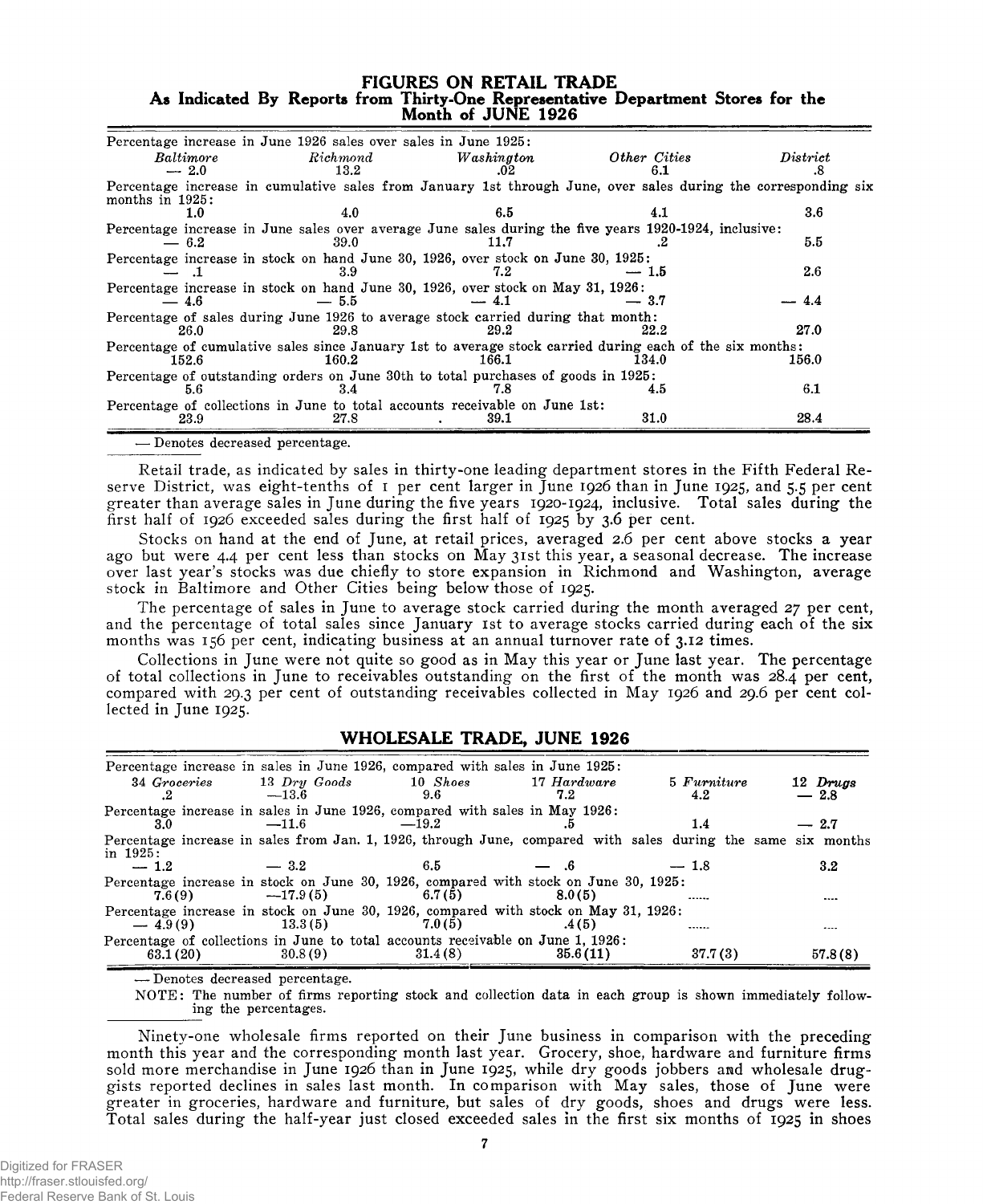## FIGURES ON RETAIL TRADE

### As Indicated By Reports from Thirty-One Representative Department Stores for the Month of JUNE 1926

| *Baltimore* | *Richmond* | *Washington* | *Other Cities* | *District* |
|---|---|---|---|---|
| Percentage increase in June 1926 sales over sales in June 1925: | | | | |
| — 2.0 | 13.2 | .02 | 6.1 | .8 |
| Percentage increase in cumulative sales from January 1st through June, over sales during the corresponding six months in 1925: | | | | |
| 1.0 | 4.0 | 6.5 | 4.1 | 3.6 |
| Percentage increase in June sales over average June sales during the five years 1920-1924, inclusive: | | | | |
| — 6.2 | 39.0 | 11.7 | .2 | 5.5 |
| Percentage increase in stock on hand June 30, 1926, over stock on June 30, 1925: | | | | |
| — .1 | 3.9 | 7.2 | — 1.5 | 2.6 |
| Percentage increase in stock on hand June 30, 1926, over stock on May 31, 1926: | | | | |
| — 4.6 | — 5.5 | — 4.1 | — 3.7 | — 4.4 |
| Percentage of sales during June 1926 to average stock carried during that month: | | | | |
| 26.0 | 29.8 | 29.2 | 22.2 | 27.0 |
| Percentage of cumulative sales since January 1st to average stock carried during each of the six months: | | | | |
| 152.6 | 160.2 | 166.1 | 134.0 | 156.0 |
| Percentage of outstanding orders on June 30th to total purchases of goods in 1925: | | | | |
| 5.6 | 3.4 | 7.8 | 4.5 | 6.1 |
| Percentage of collections in June to total accounts receivable on June 1st: | | | | |
| 23.9 | 27.8 | 39.1 | 31.0 | 28.4 |

— Denotes decreased percentage.

Retail trade, as indicated by sales in thirty-one leading department stores in the Fifth Federal Reserve District, was eight-tenths of 1 per cent larger in June 1926 than in June 1925, and 5.5 per cent greater than average sales in June during the five years 1920-1924, inclusive. Total sales during the first half of 1926 exceeded sales during the first half of 1925 by 3.6 per cent.

Stocks on hand at the end of June, at retail prices, averaged 2.6 per cent above stocks a year ago but were 4.4 per cent less than stocks on May 31st this year, a seasonal decrease. The increase over last year's stocks was due chiefly to store expansion in Richmond and Washington, average stock in Baltimore and Other Cities being below those of 1925.

The percentage of sales in June to average stock carried during the month averaged 27 per cent, and the percentage of total sales since January 1st to average stocks carried during each of the six months was 156 per cent, indicating business at an annual turnover rate of 3.12 times.

Collections in June were not quite so good as in May this year or June last year. The percentage of total collections in June to receivables outstanding on the first of the month was 28.4 per cent, compared with 29.3 per cent of outstanding receivables collected in May 1926 and 29.6 per cent collected in June 1925.

## WHOLESALE TRADE, JUNE 1926

| 34 *Groceries* | 13 *Dry Goods* | 10 *Shoes* | 17 *Hardware* | 5 *Furniture* | 12 *Drugs* |
|---|---|---|---|---|---|
| Percentage increase in sales in June 1926, compared with sales in June 1925: | | | | | |
| .2 | —13.6 | 9.6 | 7.2 | 4.2 | — 2.8 |
| Percentage increase in sales in June 1926, compared with sales in May 1926: | | | | | |
| 3.0 | —11.6 | —19.2 | .5 | 1.4 | — 2.7 |
| Percentage increase in sales from Jan. 1, 1926, through June, compared with sales during the same six months in 1925: | | | | | |
| — 1.2 | — 3.2 | 6.5 | — .6 | — 1.8 | 3.2 |
| Percentage increase in stock on June 30, 1926, compared with stock on June 30, 1925: | | | | | |
| 7.6(9) | —17.9(5) | 6.7(5) | 8.0(5) | ...... | .... |
| Percentage increase in stock on June 30, 1926, compared with stock on May 31, 1926: | | | | | |
| — 4.9(9) | 13.3(5) | 7.0(5) | .4(5) | ...... | .... |
| Percentage of collections in June to total accounts receivable on June 1, 1926: | | | | | |
| 63.1(20) | 30.8(9) | 31.4(8) | 35.6(11) | 37.7(3) | 57.8(8) |

— Denotes decreased percentage.

NOTE: The number of firms reporting stock and collection data in each group is shown immediately following the percentages.

Ninety-one wholesale firms reported on their June business in comparison with the preceding month this year and the corresponding month last year. Grocery, shoe, hardware and furniture firms sold more merchandise in June 1926 than in June 1925, while dry goods jobbers and wholesale druggists reported declines in sales last month. In comparison with May sales, those of June were greater in groceries, hardware and furniture, but sales of dry goods, shoes and drugs were less. Total sales during the half-year just closed exceeded sales in the first six months of 1925 in shoes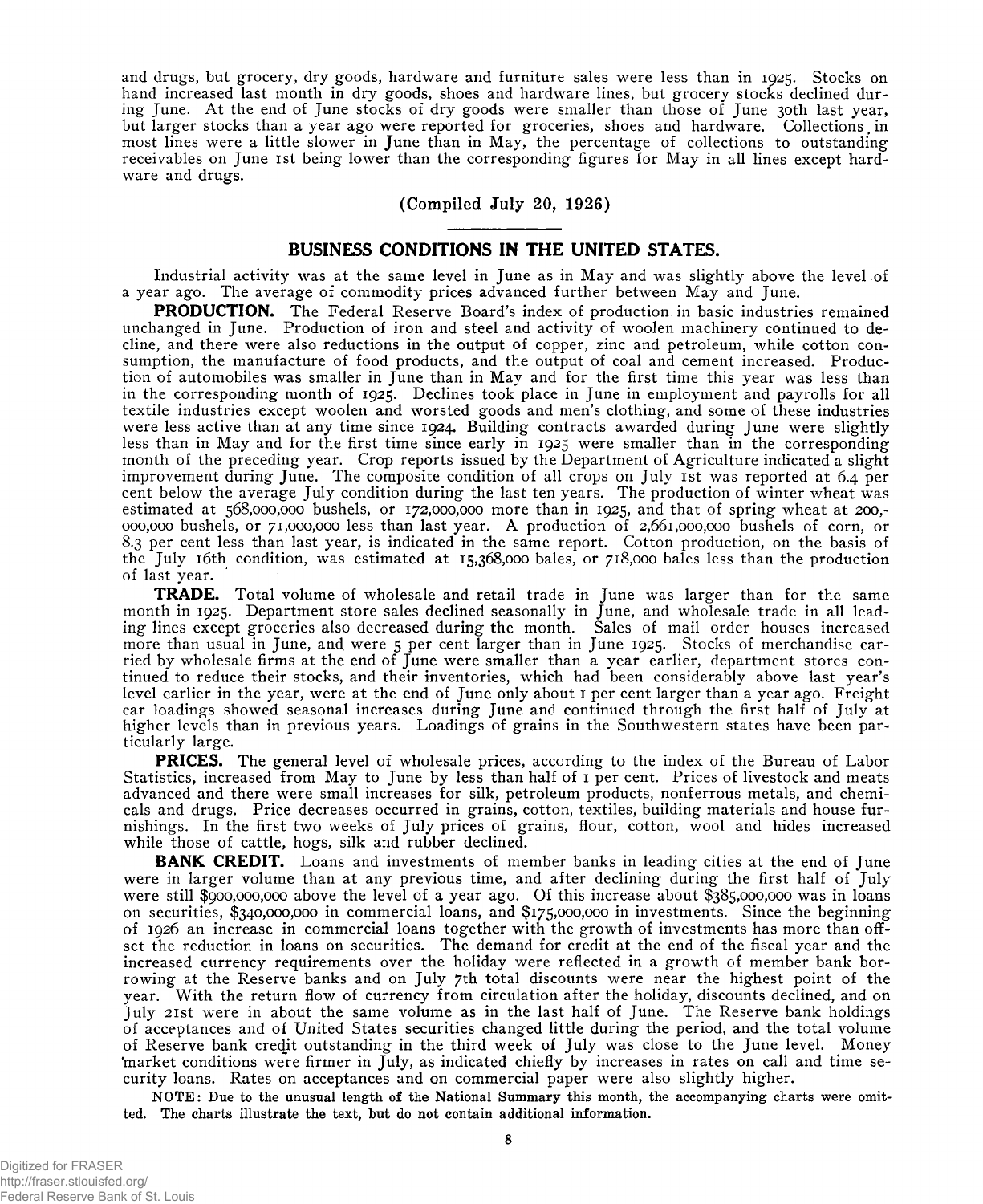and drugs, but grocery, dry goods, hardware and furniture sales were less than in 1925. Stocks on hand increased last month in dry goods, shoes and hardware lines, but grocery stocks declined during June. At the end of June stocks of dry goods were smaller than those of June 30th last year, but larger stocks than a year ago were reported for groceries, shoes and hardware. Collections in most lines were a little slower in June than in May, the percentage of collections to outstanding receivables on June 1st being lower than the corresponding figures for May in all lines except hardware and drugs.

(Compiled July 20, 1926)

## BUSINESS CONDITIONS IN THE UNITED STATES.

Industrial activity was at the same level in June as in May and was slightly above the level of a year ago. The average of commodity prices advanced further between May and June.

**PRODUCTION.** The Federal Reserve Board's index of production in basic industries remained unchanged in June. Production of iron and steel and activity of woolen machinery continued to decline, and there were also reductions in the output of copper, zinc and petroleum, while cotton consumption, the manufacture of food products, and the output of coal and cement increased. Production of automobiles was smaller in June than in May and for the first time this year was less than in the corresponding month of 1925. Declines took place in June in employment and payrolls for all textile industries except woolen and worsted goods and men's clothing, and some of these industries were less active than at any time since 1924. Building contracts awarded during June were slightly less than in May and for the first time since early in 1925 were smaller than in the corresponding month of the preceding year. Crop reports issued by the Department of Agriculture indicated a slight improvement during June. The composite condition of all crops on July 1st was reported at 6.4 per cent below the average July condition during the last ten years. The production of winter wheat was estimated at 568,000,000 bushels, or 172,000,000 more than in 1925, and that of spring wheat at 200,000,000 bushels, or 71,000,000 less than last year. A production of 2,661,000,000 bushels of corn, or 8.3 per cent less than last year, is indicated in the same report. Cotton production, on the basis of the July 16th condition, was estimated at 15,368,000 bales, or 718,000 bales less than the production of last year.

**TRADE.** Total volume of wholesale and retail trade in June was larger than for the same month in 1925. Department store sales declined seasonally in June, and wholesale trade in all leading lines except groceries also decreased during the month. Sales of mail order houses increased more than usual in June, and were 5 per cent larger than in June 1925. Stocks of merchandise carried by wholesale firms at the end of June were smaller than a year earlier, department stores continued to reduce their stocks, and their inventories, which had been considerably above last year's level earlier in the year, were at the end of June only about 1 per cent larger than a year ago. Freight car loadings showed seasonal increases during June and continued through the first half of July at higher levels than in previous years. Loadings of grains in the Southwestern states have been particularly large.

**PRICES.** The general level of wholesale prices, according to the index of the Bureau of Labor Statistics, increased from May to June by less than half of 1 per cent. Prices of livestock and meats advanced and there were small increases for silk, petroleum products, nonferrous metals, and chemicals and drugs. Price decreases occurred in grains, cotton, textiles, building materials and house furnishings. In the first two weeks of July prices of grains, flour, cotton, wool and hides increased while those of cattle, hogs, silk and rubber declined.

**BANK CREDIT.** Loans and investments of member banks in leading cities at the end of June were in larger volume than at any previous time, and after declining during the first half of July were still $900,000,000 above the level of a year ago. Of this increase about $385,000,000 was in loans on securities, $340,000,000 in commercial loans, and $175,000,000 in investments. Since the beginning of 1926 an increase in commercial loans together with the growth of investments has more than offset the reduction in loans on securities. The demand for credit at the end of the fiscal year and the increased currency requirements over the holiday were reflected in a growth of member bank borrowing at the Reserve banks and on July 7th total discounts were near the highest point of the year. With the return flow of currency from circulation after the holiday, discounts declined, and on July 21st were in about the same volume as in the last half of June. The Reserve bank holdings of acceptances and of United States securities changed little during the period, and the total volume of Reserve bank credit outstanding in the third week of July was close to the June level. Money market conditions were firmer in July, as indicated chiefly by increases in rates on call and time security loans. Rates on acceptances and on commercial paper were also slightly higher.

**NOTE: Due to the unusual length of the National Summary this month, the accompanying charts were omitted. The charts illustrate the text, but do not contain additional information.**